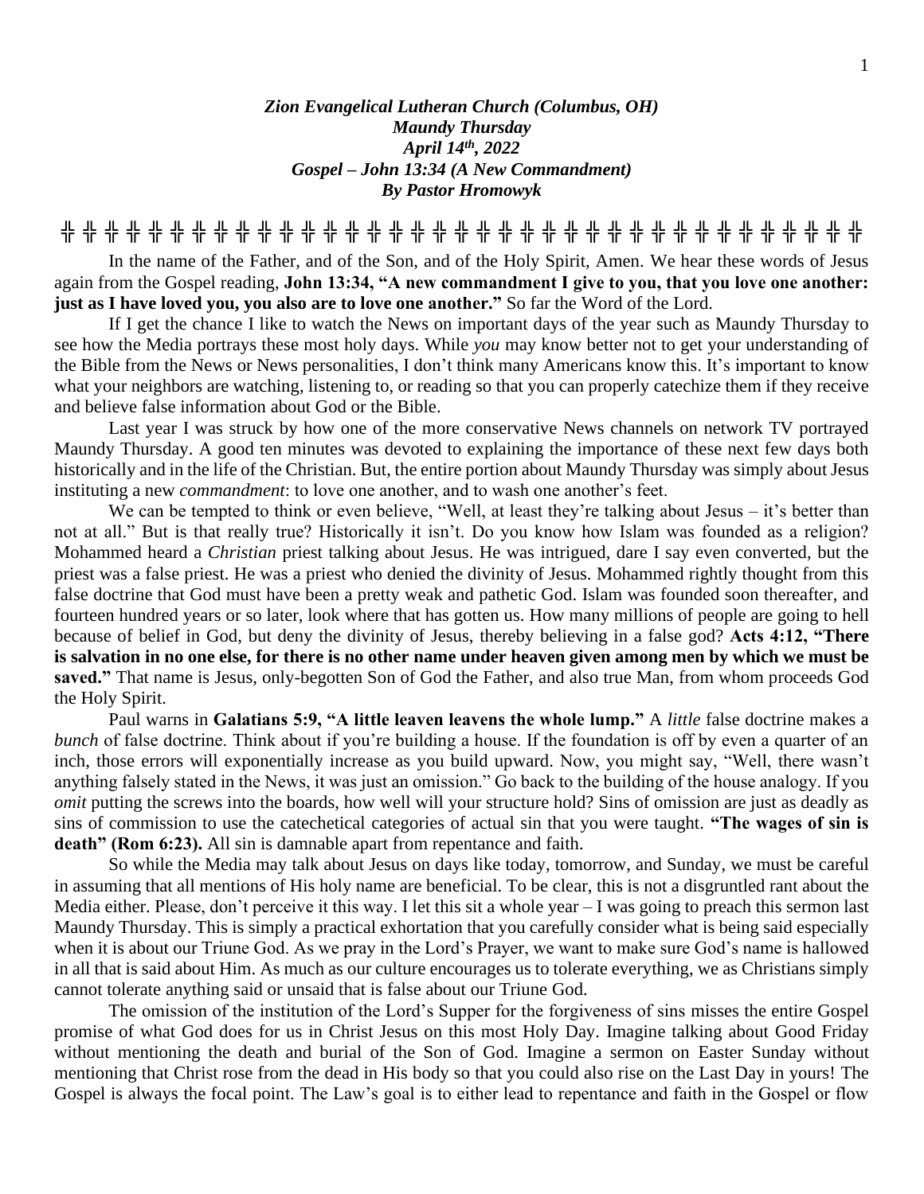***Zion Evangelical Lutheran Church (Columbus, OH)***
***Maundy Thursday***
***April 14th, 2022***
***Gospel – John 13:34 (A New Commandment)***
***By Pastor Hromowyk***

╬ ╬ ╬ ╬ ╬ ╬ ╬ ╬ ╬ ╬ ╬ ╬ ╬ ╬ ╬ ╬ ╬ ╬ ╬ ╬ ╬ ╬ ╬ ╬ ╬ ╬ ╬ ╬ ╬ ╬ ╬ ╬ ╬ ╬ ╬ ╬ ╬ ╬ ╬

In the name of the Father, and of the Son, and of the Holy Spirit, Amen. We hear these words of Jesus again from the Gospel reading, **John 13:34, "A new commandment I give to you, that you love one another: just as I have loved you, you also are to love one another."** So far the Word of the Lord.

If I get the chance I like to watch the News on important days of the year such as Maundy Thursday to see how the Media portrays these most holy days. While *you* may know better not to get your understanding of the Bible from the News or News personalities, I don't think many Americans know this. It's important to know what your neighbors are watching, listening to, or reading so that you can properly catechize them if they receive and believe false information about God or the Bible.

Last year I was struck by how one of the more conservative News channels on network TV portrayed Maundy Thursday. A good ten minutes was devoted to explaining the importance of these next few days both historically and in the life of the Christian. But, the entire portion about Maundy Thursday was simply about Jesus instituting a new *commandment*: to love one another, and to wash one another's feet.

We can be tempted to think or even believe, "Well, at least they're talking about Jesus – it's better than not at all." But is that really true? Historically it isn't. Do you know how Islam was founded as a religion? Mohammed heard a *Christian* priest talking about Jesus. He was intrigued, dare I say even converted, but the priest was a false priest. He was a priest who denied the divinity of Jesus. Mohammed rightly thought from this false doctrine that God must have been a pretty weak and pathetic God. Islam was founded soon thereafter, and fourteen hundred years or so later, look where that has gotten us. How many millions of people are going to hell because of belief in God, but deny the divinity of Jesus, thereby believing in a false god? **Acts 4:12, "There is salvation in no one else, for there is no other name under heaven given among men by which we must be saved."** That name is Jesus, only-begotten Son of God the Father, and also true Man, from whom proceeds God the Holy Spirit.

Paul warns in **Galatians 5:9, "A little leaven leavens the whole lump."** A *little* false doctrine makes a *bunch* of false doctrine. Think about if you're building a house. If the foundation is off by even a quarter of an inch, those errors will exponentially increase as you build upward. Now, you might say, "Well, there wasn't anything falsely stated in the News, it was just an omission." Go back to the building of the house analogy. If you *omit* putting the screws into the boards, how well will your structure hold? Sins of omission are just as deadly as sins of commission to use the catechetical categories of actual sin that you were taught. **"The wages of sin is death" (Rom 6:23).** All sin is damnable apart from repentance and faith.

So while the Media may talk about Jesus on days like today, tomorrow, and Sunday, we must be careful in assuming that all mentions of His holy name are beneficial. To be clear, this is not a disgruntled rant about the Media either. Please, don't perceive it this way. I let this sit a whole year – I was going to preach this sermon last Maundy Thursday. This is simply a practical exhortation that you carefully consider what is being said especially when it is about our Triune God. As we pray in the Lord's Prayer, we want to make sure God's name is hallowed in all that is said about Him. As much as our culture encourages us to tolerate everything, we as Christians simply cannot tolerate anything said or unsaid that is false about our Triune God.

The omission of the institution of the Lord's Supper for the forgiveness of sins misses the entire Gospel promise of what God does for us in Christ Jesus on this most Holy Day. Imagine talking about Good Friday without mentioning the death and burial of the Son of God. Imagine a sermon on Easter Sunday without mentioning that Christ rose from the dead in His body so that you could also rise on the Last Day in yours! The Gospel is always the focal point. The Law's goal is to either lead to repentance and faith in the Gospel or flow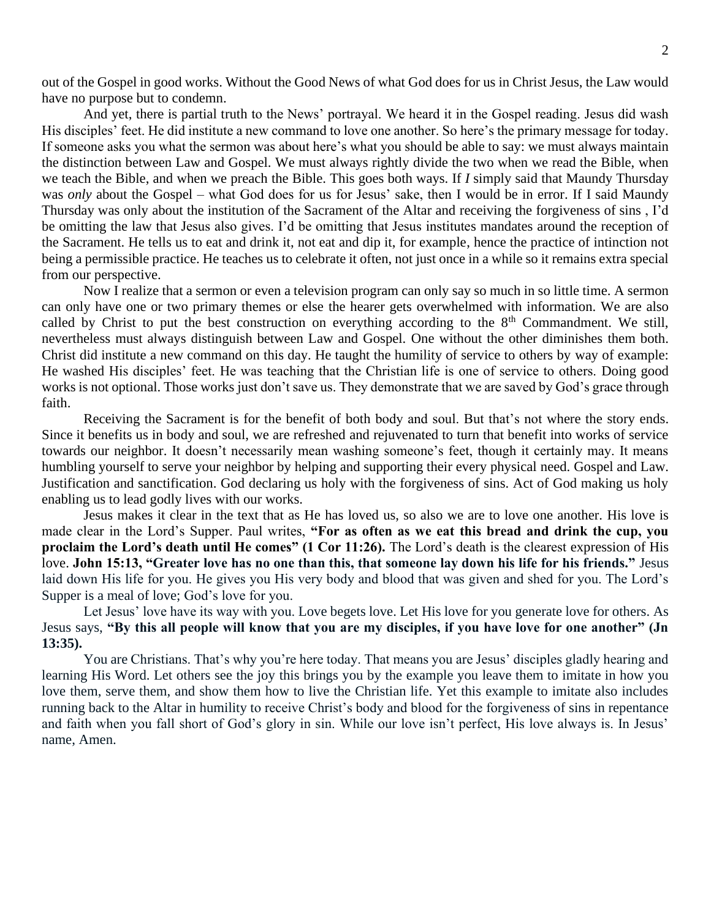out of the Gospel in good works. Without the Good News of what God does for us in Christ Jesus, the Law would have no purpose but to condemn.

And yet, there is partial truth to the News' portrayal. We heard it in the Gospel reading. Jesus did wash His disciples' feet. He did institute a new command to love one another. So here's the primary message for today. If someone asks you what the sermon was about here's what you should be able to say: we must always maintain the distinction between Law and Gospel. We must always rightly divide the two when we read the Bible, when we teach the Bible, and when we preach the Bible. This goes both ways. If *I* simply said that Maundy Thursday was *only* about the Gospel – what God does for us for Jesus' sake, then I would be in error. If I said Maundy Thursday was only about the institution of the Sacrament of the Altar and receiving the forgiveness of sins , I'd be omitting the law that Jesus also gives. I'd be omitting that Jesus institutes mandates around the reception of the Sacrament. He tells us to eat and drink it, not eat and dip it, for example, hence the practice of intinction not being a permissible practice. He teaches us to celebrate it often, not just once in a while so it remains extra special from our perspective.

Now I realize that a sermon or even a television program can only say so much in so little time. A sermon can only have one or two primary themes or else the hearer gets overwhelmed with information. We are also called by Christ to put the best construction on everything according to the 8th Commandment. We still, nevertheless must always distinguish between Law and Gospel. One without the other diminishes them both. Christ did institute a new command on this day. He taught the humility of service to others by way of example: He washed His disciples' feet. He was teaching that the Christian life is one of service to others. Doing good works is not optional. Those works just don't save us. They demonstrate that we are saved by God's grace through faith.

Receiving the Sacrament is for the benefit of both body and soul. But that's not where the story ends. Since it benefits us in body and soul, we are refreshed and rejuvenated to turn that benefit into works of service towards our neighbor. It doesn't necessarily mean washing someone's feet, though it certainly may. It means humbling yourself to serve your neighbor by helping and supporting their every physical need. Gospel and Law. Justification and sanctification. God declaring us holy with the forgiveness of sins. Act of God making us holy enabling us to lead godly lives with our works.

Jesus makes it clear in the text that as He has loved us, so also we are to love one another. His love is made clear in the Lord's Supper. Paul writes, **"For as often as we eat this bread and drink the cup, you proclaim the Lord's death until He comes" (1 Cor 11:26).** The Lord's death is the clearest expression of His love. **John 15:13, "Greater love has no one than this, that someone lay down his life for his friends."** Jesus laid down His life for you. He gives you His very body and blood that was given and shed for you. The Lord's Supper is a meal of love; God's love for you.

Let Jesus' love have its way with you. Love begets love. Let His love for you generate love for others. As Jesus says, **"By this all people will know that you are my disciples, if you have love for one another" (Jn 13:35).**

You are Christians. That's why you're here today. That means you are Jesus' disciples gladly hearing and learning His Word. Let others see the joy this brings you by the example you leave them to imitate in how you love them, serve them, and show them how to live the Christian life. Yet this example to imitate also includes running back to the Altar in humility to receive Christ's body and blood for the forgiveness of sins in repentance and faith when you fall short of God's glory in sin. While our love isn't perfect, His love always is. In Jesus' name, Amen.